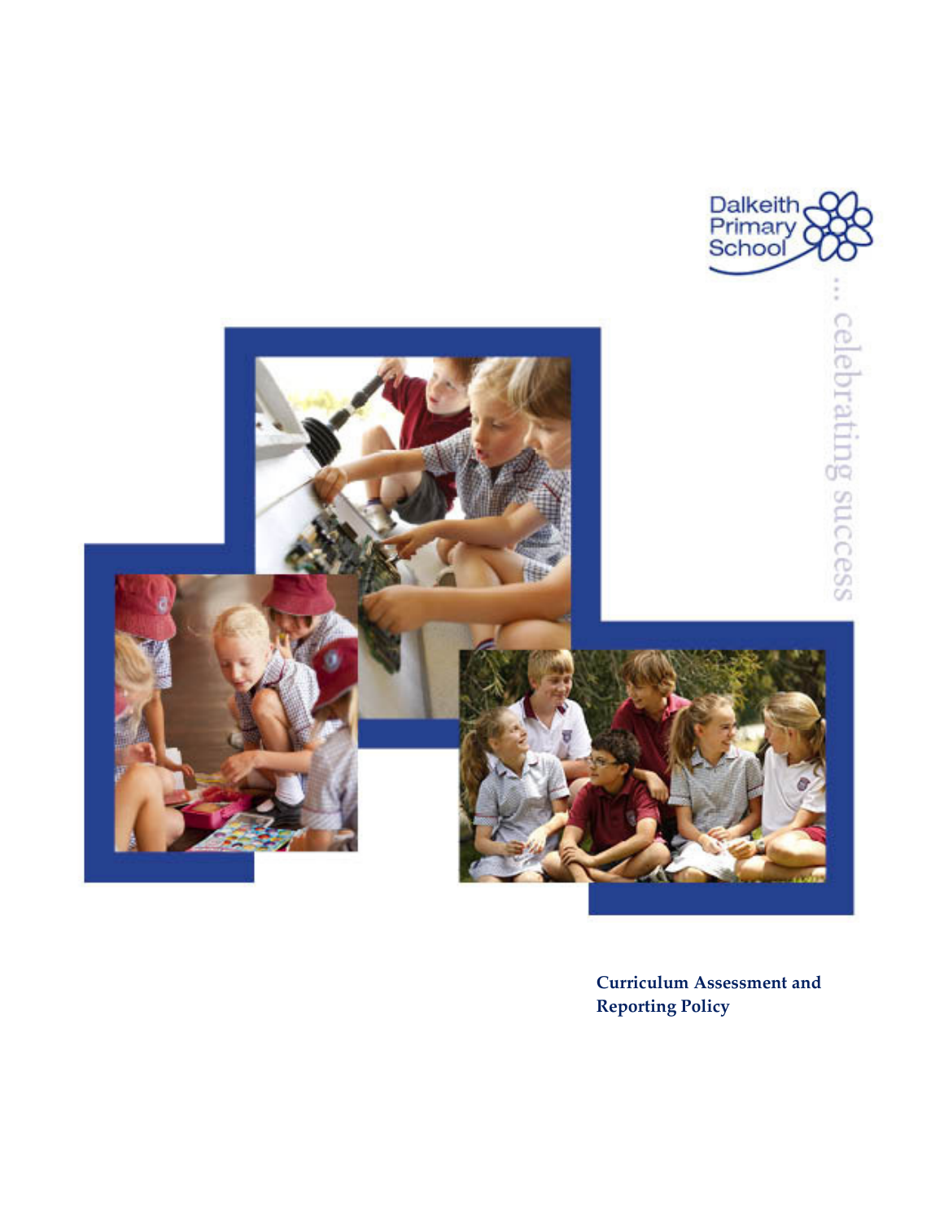Dalkeith Primary School

... celebrating success

**Curriculum Assessment and Reporting Policy**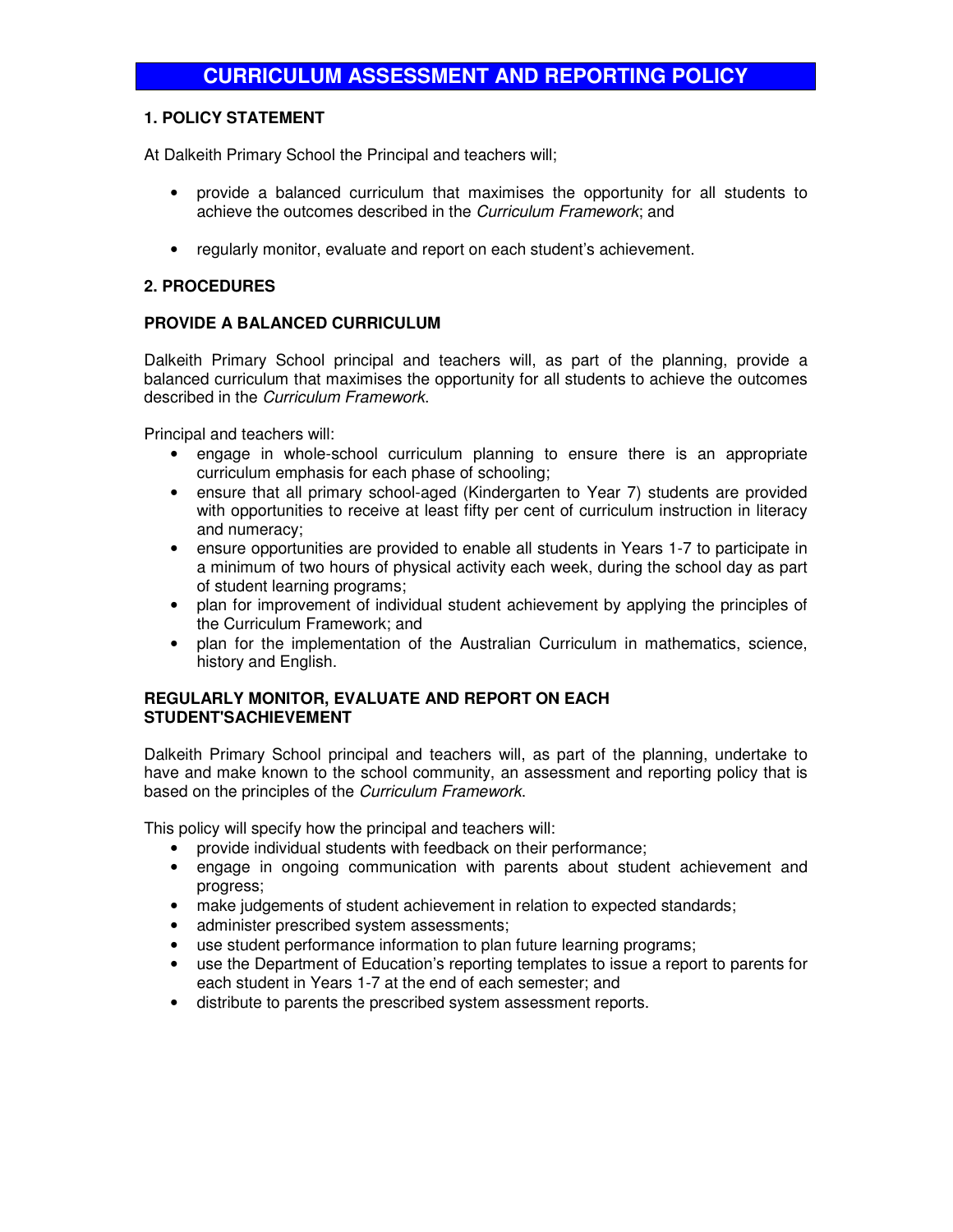# CURRICULUM ASSESSMENT AND REPORTING POLICY

## 1. POLICY STATEMENT

At Dalkeith Primary School the Principal and teachers will;

- provide a balanced curriculum that maximises the opportunity for all students to achieve the outcomes described in the *Curriculum Framework*; and
- regularly monitor, evaluate and report on each student's achievement.

## 2. PROCEDURES

### PROVIDE A BALANCED CURRICULUM

Dalkeith Primary School principal and teachers will, as part of the planning, provide a balanced curriculum that maximises the opportunity for all students to achieve the outcomes described in the *Curriculum Framework*.

Principal and teachers will:

- engage in whole-school curriculum planning to ensure there is an appropriate curriculum emphasis for each phase of schooling;
- ensure that all primary school-aged (Kindergarten to Year 7) students are provided with opportunities to receive at least fifty per cent of curriculum instruction in literacy and numeracy;
- ensure opportunities are provided to enable all students in Years 1-7 to participate in a minimum of two hours of physical activity each week, during the school day as part of student learning programs;
- plan for improvement of individual student achievement by applying the principles of the Curriculum Framework; and
- plan for the implementation of the Australian Curriculum in mathematics, science, history and English.

### REGULARLY MONITOR, EVALUATE AND REPORT ON EACH STUDENT'SACHIEVEMENT

Dalkeith Primary School principal and teachers will, as part of the planning, undertake to have and make known to the school community, an assessment and reporting policy that is based on the principles of the *Curriculum Framework*.

This policy will specify how the principal and teachers will:

- provide individual students with feedback on their performance;
- engage in ongoing communication with parents about student achievement and progress;
- make judgements of student achievement in relation to expected standards;
- administer prescribed system assessments;
- use student performance information to plan future learning programs;
- use the Department of Education's reporting templates to issue a report to parents for each student in Years 1-7 at the end of each semester; and
- distribute to parents the prescribed system assessment reports.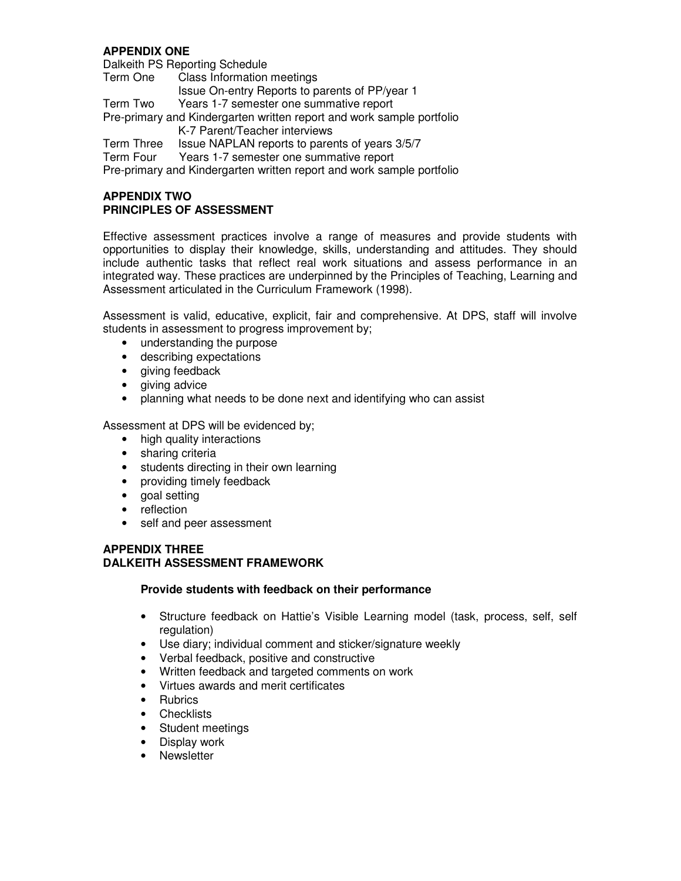## APPENDIX ONE

Dalkeith PS Reporting Schedule

Term One Class Information meetings
Issue On-entry Reports to parents of PP/year 1

Term Two Years 1-7 semester one summative report
Pre-primary and Kindergarten written report and work sample portfolio
K-7 Parent/Teacher interviews

Term Three Issue NAPLAN reports to parents of years 3/5/7

Term Four Years 1-7 semester one summative report
Pre-primary and Kindergarten written report and work sample portfolio

## APPENDIX TWO
## PRINCIPLES OF ASSESSMENT

Effective assessment practices involve a range of measures and provide students with opportunities to display their knowledge, skills, understanding and attitudes. They should include authentic tasks that reflect real work situations and assess performance in an integrated way. These practices are underpinned by the Principles of Teaching, Learning and Assessment articulated in the Curriculum Framework (1998).

Assessment is valid, educative, explicit, fair and comprehensive. At DPS, staff will involve students in assessment to progress improvement by;

- understanding the purpose
- describing expectations
- giving feedback
- giving advice
- planning what needs to be done next and identifying who can assist

Assessment at DPS will be evidenced by;

- high quality interactions
- sharing criteria
- students directing in their own learning
- providing timely feedback
- goal setting
- reflection
- self and peer assessment

## APPENDIX THREE
## DALKEITH ASSESSMENT FRAMEWORK

**Provide students with feedback on their performance**

- Structure feedback on Hattie's Visible Learning model (task, process, self, self regulation)
- Use diary; individual comment and sticker/signature weekly
- Verbal feedback, positive and constructive
- Written feedback and targeted comments on work
- Virtues awards and merit certificates
- Rubrics
- Checklists
- Student meetings
- Display work
- Newsletter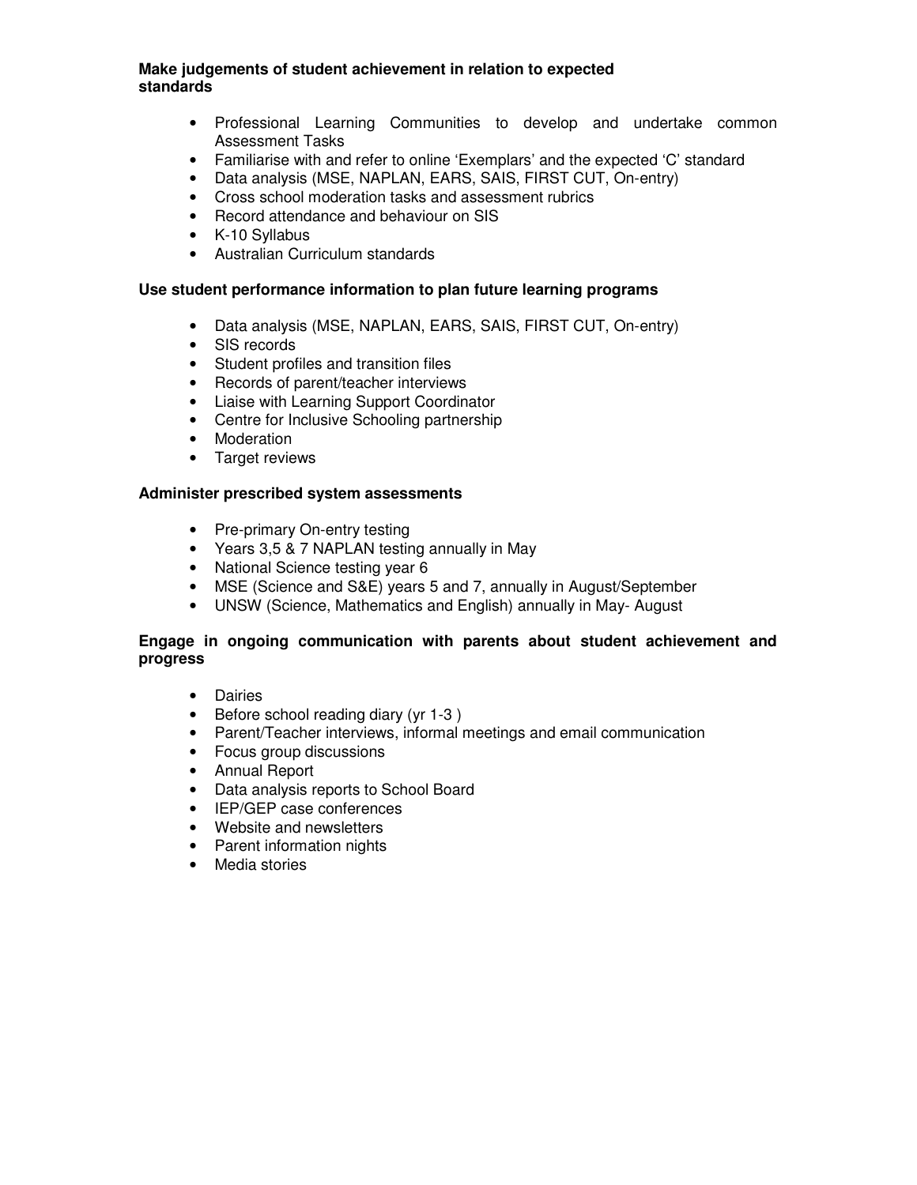**Make judgements of student achievement in relation to expected standards**

- Professional Learning Communities to develop and undertake common Assessment Tasks
- Familiarise with and refer to online 'Exemplars' and the expected 'C' standard
- Data analysis (MSE, NAPLAN, EARS, SAIS, FIRST CUT, On-entry)
- Cross school moderation tasks and assessment rubrics
- Record attendance and behaviour on SIS
- K-10 Syllabus
- Australian Curriculum standards

**Use student performance information to plan future learning programs**

- Data analysis (MSE, NAPLAN, EARS, SAIS, FIRST CUT, On-entry)
- SIS records
- Student profiles and transition files
- Records of parent/teacher interviews
- Liaise with Learning Support Coordinator
- Centre for Inclusive Schooling partnership
- Moderation
- Target reviews

**Administer prescribed system assessments**

- Pre-primary On-entry testing
- Years 3,5 & 7 NAPLAN testing annually in May
- National Science testing year 6
- MSE (Science and S&E) years 5 and 7, annually in August/September
- UNSW (Science, Mathematics and English) annually in May- August

**Engage in ongoing communication with parents about student achievement and progress**

- Dairies
- Before school reading diary (yr 1-3 )
- Parent/Teacher interviews, informal meetings and email communication
- Focus group discussions
- Annual Report
- Data analysis reports to School Board
- IEP/GEP case conferences
- Website and newsletters
- Parent information nights
- Media stories